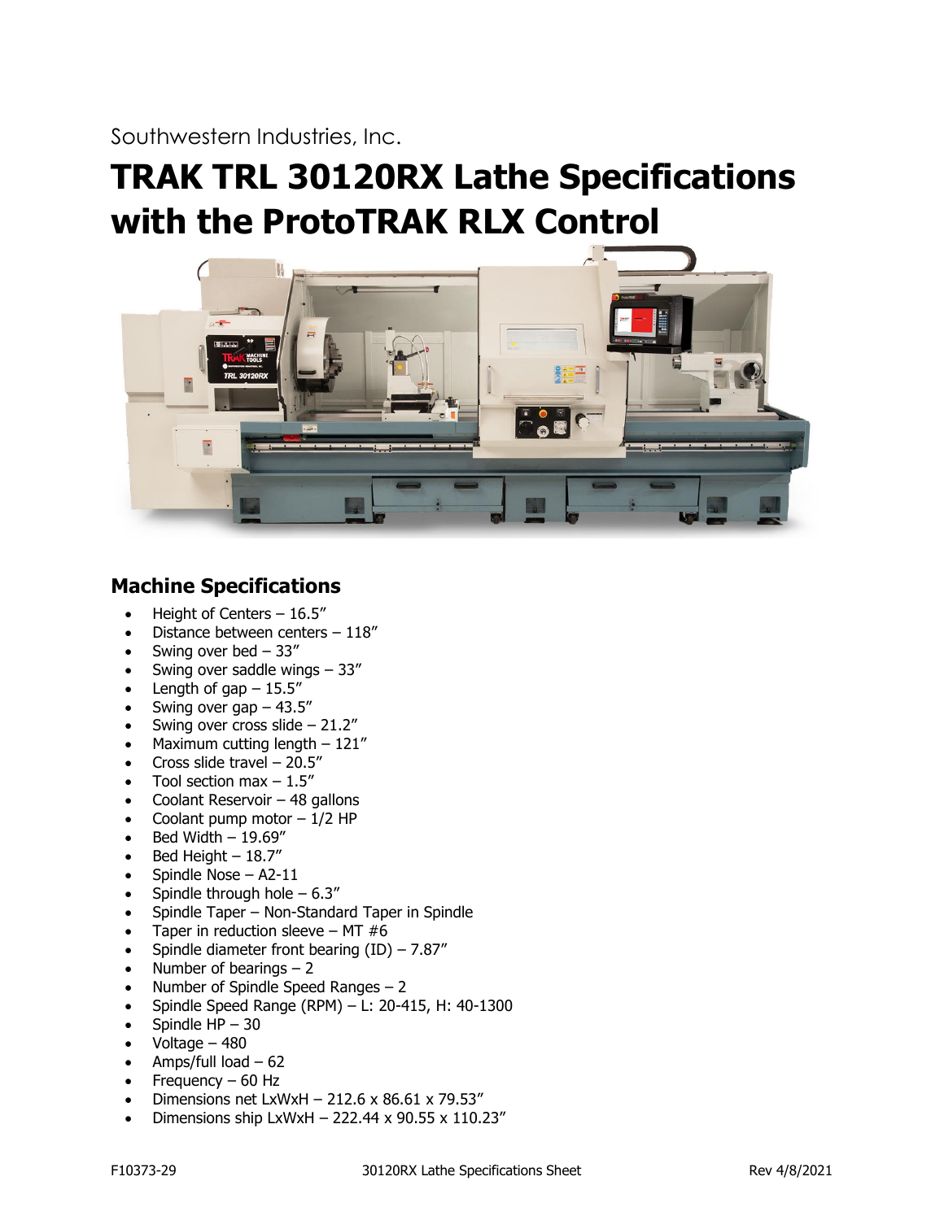Southwestern Industries, Inc.

# TRAK TRL 30120RX Lathe Specifications with the ProtoTRAK RLX Control

## Machine Specifications

- Height of Centers – 16.5"
- Distance between centers – 118"
- Swing over bed – 33"
- Swing over saddle wings – 33"
- Length of gap – 15.5"
- Swing over gap – 43.5"
- Swing over cross slide – 21.2"
- Maximum cutting length – 121"
- Cross slide travel – 20.5"
- Tool section max – 1.5"
- Coolant Reservoir – 48 gallons
- Coolant pump motor – 1/2 HP
- Bed Width – 19.69"
- Bed Height – 18.7"
- Spindle Nose – A2-11
- Spindle through hole – 6.3"
- Spindle Taper – Non-Standard Taper in Spindle
- Taper in reduction sleeve – MT #6
- Spindle diameter front bearing (ID) – 7.87"
- Number of bearings – 2
- Number of Spindle Speed Ranges – 2
- Spindle Speed Range (RPM) – L: 20-415, H: 40-1300
- Spindle HP – 30
- Voltage – 480
- Amps/full load – 62
- Frequency – 60 Hz
- Dimensions net LxWxH – 212.6 x 86.61 x 79.53"
- Dimensions ship LxWxH – 222.44 x 90.55 x 110.23"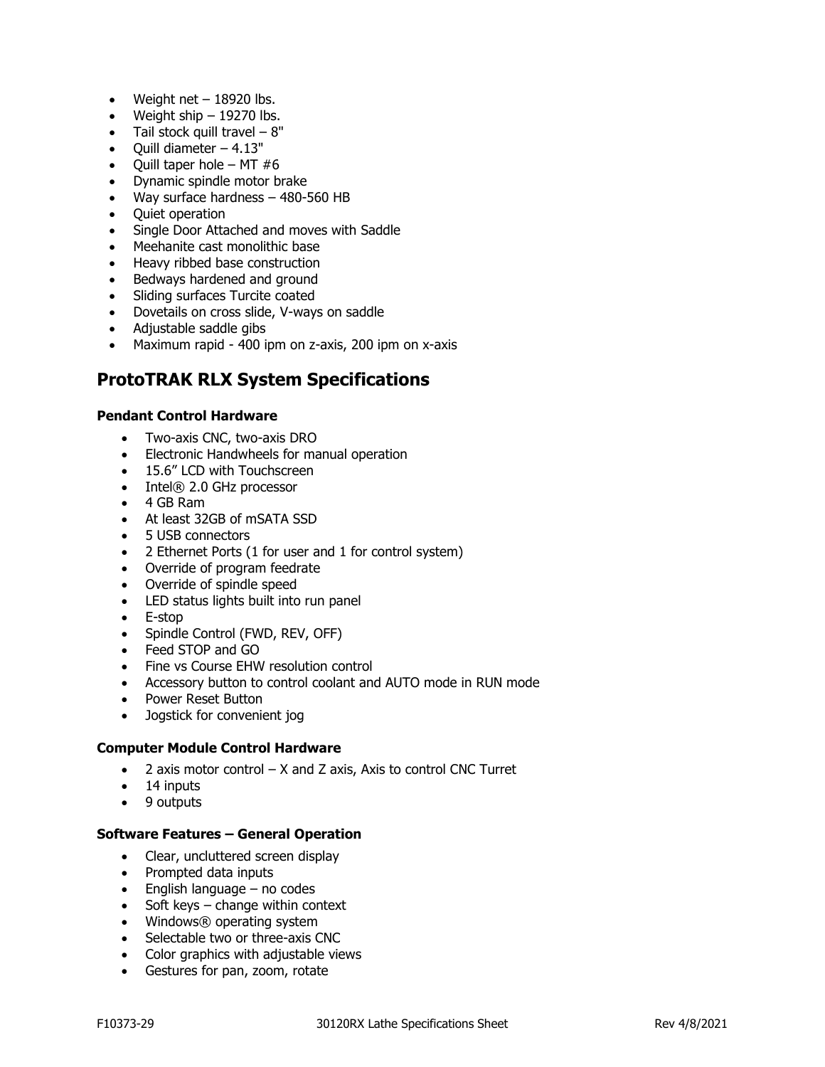- Weight net – 18920 lbs.
- Weight ship – 19270 lbs.
- Tail stock quill travel – 8"
- Quill diameter – 4.13"
- Quill taper hole – MT #6
- Dynamic spindle motor brake
- Way surface hardness – 480-560 HB
- Quiet operation
- Single Door Attached and moves with Saddle
- Meehanite cast monolithic base
- Heavy ribbed base construction
- Bedways hardened and ground
- Sliding surfaces Turcite coated
- Dovetails on cross slide, V-ways on saddle
- Adjustable saddle gibs
- Maximum rapid - 400 ipm on z-axis, 200 ipm on x-axis

## ProtoTRAK RLX System Specifications

**Pendant Control Hardware**

- Two-axis CNC, two-axis DRO
- Electronic Handwheels for manual operation
- 15.6" LCD with Touchscreen
- Intel® 2.0 GHz processor
- 4 GB Ram
- At least 32GB of mSATA SSD
- 5 USB connectors
- 2 Ethernet Ports (1 for user and 1 for control system)
- Override of program feedrate
- Override of spindle speed
- LED status lights built into run panel
- E-stop
- Spindle Control (FWD, REV, OFF)
- Feed STOP and GO
- Fine vs Course EHW resolution control
- Accessory button to control coolant and AUTO mode in RUN mode
- Power Reset Button
- Jogstick for convenient jog

**Computer Module Control Hardware**

- 2 axis motor control – X and Z axis, Axis to control CNC Turret
- 14 inputs
- 9 outputs

**Software Features – General Operation**

- Clear, uncluttered screen display
- Prompted data inputs
- English language – no codes
- Soft keys – change within context
- Windows® operating system
- Selectable two or three-axis CNC
- Color graphics with adjustable views
- Gestures for pan, zoom, rotate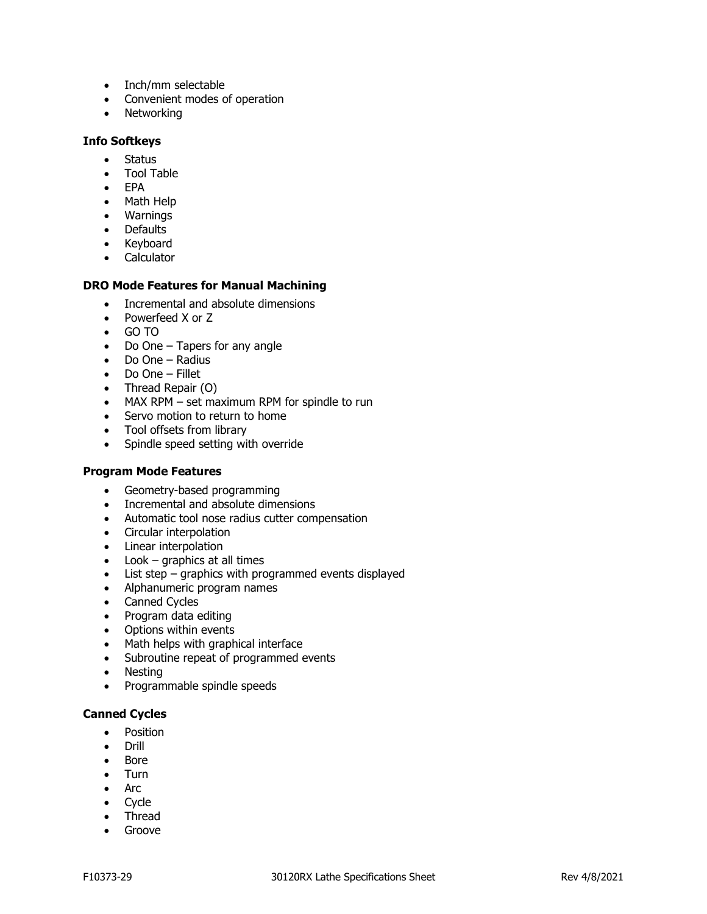- Inch/mm selectable
- Convenient modes of operation
- Networking

**Info Softkeys**

- Status
- Tool Table
- EPA
- Math Help
- Warnings
- Defaults
- Keyboard
- Calculator

**DRO Mode Features for Manual Machining**

- Incremental and absolute dimensions
- Powerfeed X or Z
- GO TO
- Do One – Tapers for any angle
- Do One – Radius
- Do One – Fillet
- Thread Repair (O)
- MAX RPM – set maximum RPM for spindle to run
- Servo motion to return to home
- Tool offsets from library
- Spindle speed setting with override

**Program Mode Features**

- Geometry-based programming
- Incremental and absolute dimensions
- Automatic tool nose radius cutter compensation
- Circular interpolation
- Linear interpolation
- Look – graphics at all times
- List step – graphics with programmed events displayed
- Alphanumeric program names
- Canned Cycles
- Program data editing
- Options within events
- Math helps with graphical interface
- Subroutine repeat of programmed events
- Nesting
- Programmable spindle speeds

**Canned Cycles**

- Position
- Drill
- Bore
- Turn
- Arc
- Cycle
- Thread
- Groove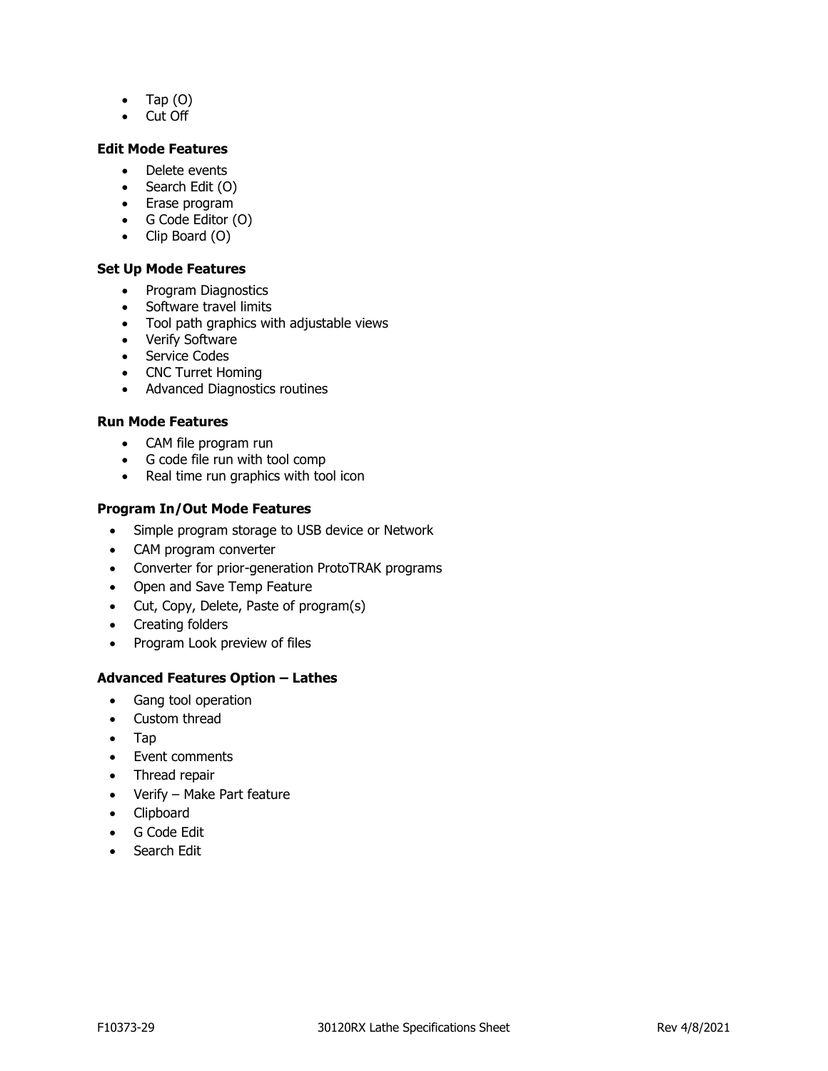- Tap (O)
- Cut Off

**Edit Mode Features**

- Delete events
- Search Edit (O)
- Erase program
- G Code Editor (O)
- Clip Board (O)

**Set Up Mode Features**

- Program Diagnostics
- Software travel limits
- Tool path graphics with adjustable views
- Verify Software
- Service Codes
- CNC Turret Homing
- Advanced Diagnostics routines

**Run Mode Features**

- CAM file program run
- G code file run with tool comp
- Real time run graphics with tool icon

**Program In/Out Mode Features**

- Simple program storage to USB device or Network
- CAM program converter
- Converter for prior-generation ProtoTRAK programs
- Open and Save Temp Feature
- Cut, Copy, Delete, Paste of program(s)
- Creating folders
- Program Look preview of files

**Advanced Features Option – Lathes**

- Gang tool operation
- Custom thread
- Tap
- Event comments
- Thread repair
- Verify – Make Part feature
- Clipboard
- G Code Edit
- Search Edit